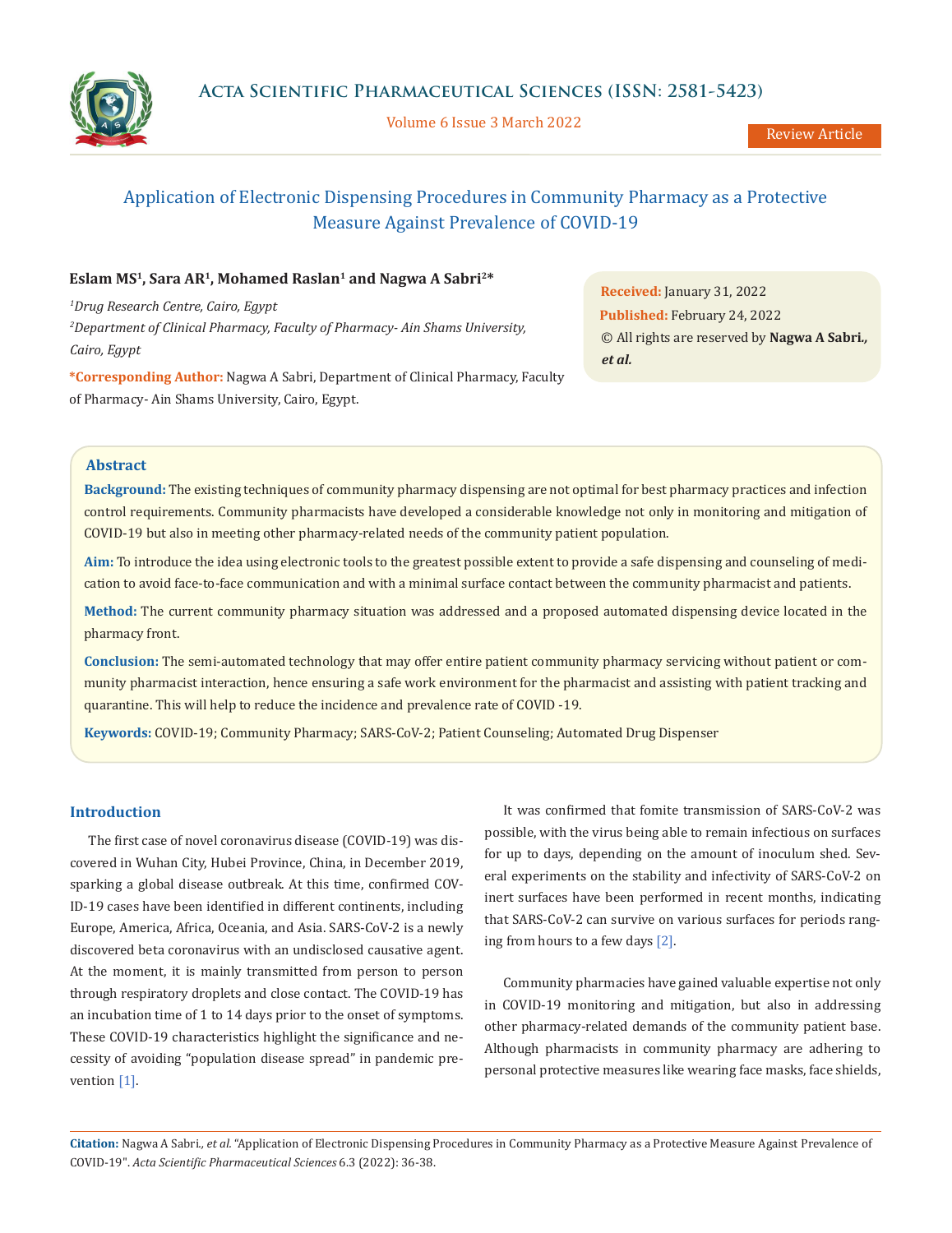Review Article

# Application of Electronic Dispensing Procedures in Community Pharmacy as a Protective Measure Against Prevalence of COVID-19

**Eslam MS[1], Sara AR[1], Mohamed Raslan[1] and Nagwa A Sabri[2]***

*[1]Drug Research Centre, Cairo, Egypt*

*[2]Department of Clinical Pharmacy, Faculty of Pharmacy- Ain Shams University, Cairo, Egypt*

***Corresponding Author:** Nagwa A Sabri, Department of Clinical Pharmacy, Faculty of Pharmacy- Ain Shams University, Cairo, Egypt.

**Received:** January 31, 2022
**Published:** February 24, 2022
© All rights are reserved by **Nagwa A Sabri., *et al.***

## Abstract

**Background:** The existing techniques of community pharmacy dispensing are not optimal for best pharmacy practices and infection control requirements. Community pharmacists have developed a considerable knowledge not only in monitoring and mitigation of COVID-19 but also in meeting other pharmacy-related needs of the community patient population.

**Aim:** To introduce the idea using electronic tools to the greatest possible extent to provide a safe dispensing and counseling of medication to avoid face-to-face communication and with a minimal surface contact between the community pharmacist and patients.

**Method:** The current community pharmacy situation was addressed and a proposed automated dispensing device located in the pharmacy front.

**Conclusion:** The semi-automated technology that may offer entire patient community pharmacy servicing without patient or community pharmacist interaction, hence ensuring a safe work environment for the pharmacist and assisting with patient tracking and quarantine. This will help to reduce the incidence and prevalence rate of COVID -19.

**Keywords:** COVID-19; Community Pharmacy; SARS-CoV-2; Patient Counseling; Automated Drug Dispenser

## Introduction

The first case of novel coronavirus disease (COVID-19) was discovered in Wuhan City, Hubei Province, China, in December 2019, sparking a global disease outbreak. At this time, confirmed COVID-19 cases have been identified in different continents, including Europe, America, Africa, Oceania, and Asia. SARS-CoV-2 is a newly discovered beta coronavirus with an undisclosed causative agent. At the moment, it is mainly transmitted from person to person through respiratory droplets and close contact. The COVID-19 has an incubation time of 1 to 14 days prior to the onset of symptoms. These COVID-19 characteristics highlight the significance and necessity of avoiding "population disease spread" in pandemic prevention [1].

It was confirmed that fomite transmission of SARS-CoV-2 was possible, with the virus being able to remain infectious on surfaces for up to days, depending on the amount of inoculum shed. Several experiments on the stability and infectivity of SARS-CoV-2 on inert surfaces have been performed in recent months, indicating that SARS-CoV-2 can survive on various surfaces for periods ranging from hours to a few days [2].

Community pharmacies have gained valuable expertise not only in COVID-19 monitoring and mitigation, but also in addressing other pharmacy-related demands of the community patient base. Although pharmacists in community pharmacy are adhering to personal protective measures like wearing face masks, face shields,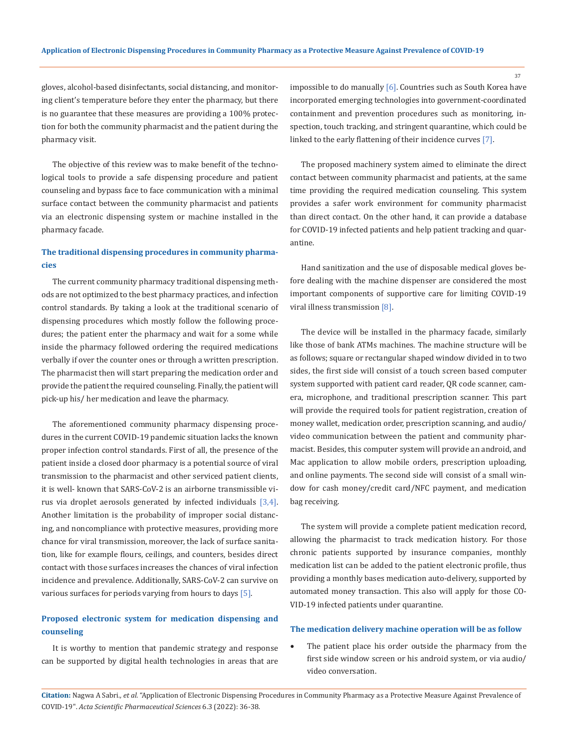gloves, alcohol-based disinfectants, social distancing, and monitoring client's temperature before they enter the pharmacy, but there is no guarantee that these measures are providing a 100% protection for both the community pharmacist and the patient during the pharmacy visit.

The objective of this review was to make benefit of the technological tools to provide a safe dispensing procedure and patient counseling and bypass face to face communication with a minimal surface contact between the community pharmacist and patients via an electronic dispensing system or machine installed in the pharmacy facade.

### The traditional dispensing procedures in community pharmacies

The current community pharmacy traditional dispensing methods are not optimized to the best pharmacy practices, and infection control standards. By taking a look at the traditional scenario of dispensing procedures which mostly follow the following procedures; the patient enter the pharmacy and wait for a some while inside the pharmacy followed ordering the required medications verbally if over the counter ones or through a written prescription. The pharmacist then will start preparing the medication order and provide the patient the required counseling. Finally, the patient will pick-up his/ her medication and leave the pharmacy.

The aforementioned community pharmacy dispensing procedures in the current COVID-19 pandemic situation lacks the known proper infection control standards. First of all, the presence of the patient inside a closed door pharmacy is a potential source of viral transmission to the pharmacist and other serviced patient clients, it is well- known that SARS-CoV-2 is an airborne transmissible virus via droplet aerosols generated by infected individuals [3,4]. Another limitation is the probability of improper social distancing, and noncompliance with protective measures, providing more chance for viral transmission, moreover, the lack of surface sanitation, like for example flours, ceilings, and counters, besides direct contact with those surfaces increases the chances of viral infection incidence and prevalence. Additionally, SARS-CoV-2 can survive on various surfaces for periods varying from hours to days [5].

### Proposed electronic system for medication dispensing and counseling

It is worthy to mention that pandemic strategy and response can be supported by digital health technologies in areas that are impossible to do manually [6]. Countries such as South Korea have incorporated emerging technologies into government-coordinated containment and prevention procedures such as monitoring, inspection, touch tracking, and stringent quarantine, which could be linked to the early flattening of their incidence curves [7].

The proposed machinery system aimed to eliminate the direct contact between community pharmacist and patients, at the same time providing the required medication counseling. This system provides a safer work environment for community pharmacist than direct contact. On the other hand, it can provide a database for COVID-19 infected patients and help patient tracking and quarantine.

Hand sanitization and the use of disposable medical gloves before dealing with the machine dispenser are considered the most important components of supportive care for limiting COVID-19 viral illness transmission [8].

The device will be installed in the pharmacy facade, similarly like those of bank ATMs machines. The machine structure will be as follows; square or rectangular shaped window divided in to two sides, the first side will consist of a touch screen based computer system supported with patient card reader, QR code scanner, camera, microphone, and traditional prescription scanner. This part will provide the required tools for patient registration, creation of money wallet, medication order, prescription scanning, and audio/ video communication between the patient and community pharmacist. Besides, this computer system will provide an android, and Mac application to allow mobile orders, prescription uploading, and online payments. The second side will consist of a small window for cash money/credit card/NFC payment, and medication bag receiving.

The system will provide a complete patient medication record, allowing the pharmacist to track medication history. For those chronic patients supported by insurance companies, monthly medication list can be added to the patient electronic profile, thus providing a monthly bases medication auto-delivery, supported by automated money transaction. This also will apply for those COVID-19 infected patients under quarantine.

### The medication delivery machine operation will be as follow

- The patient place his order outside the pharmacy from the first side window screen or his android system, or via audio/ video conversation.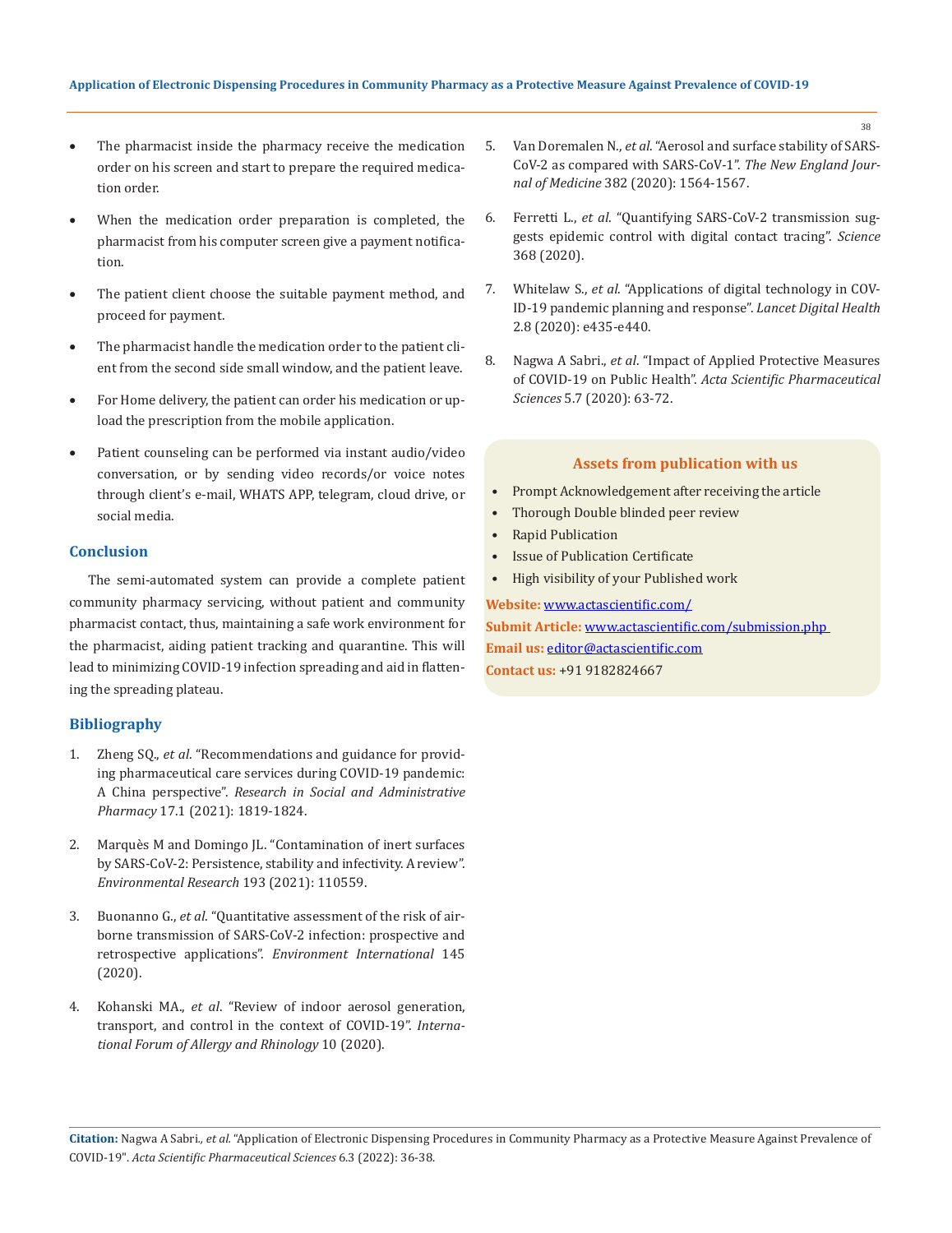- The pharmacist inside the pharmacy receive the medication order on his screen and start to prepare the required medication order.
- When the medication order preparation is completed, the pharmacist from his computer screen give a payment notification.
- The patient client choose the suitable payment method, and proceed for payment.
- The pharmacist handle the medication order to the patient client from the second side small window, and the patient leave.
- For Home delivery, the patient can order his medication or upload the prescription from the mobile application.
- Patient counseling can be performed via instant audio/video conversation, or by sending video records/or voice notes through client's e-mail, WHATS APP, telegram, cloud drive, or social media.

## Conclusion

The semi-automated system can provide a complete patient community pharmacy servicing, without patient and community pharmacist contact, thus, maintaining a safe work environment for the pharmacist, aiding patient tracking and quarantine. This will lead to minimizing COVID-19 infection spreading and aid in flattening the spreading plateau.

## Bibliography

1. Zheng SQ., *et al*. "Recommendations and guidance for providing pharmaceutical care services during COVID-19 pandemic: A China perspective". *Research in Social and Administrative Pharmacy* 17.1 (2021): 1819-1824.
2. Marquès M and Domingo JL. "Contamination of inert surfaces by SARS-CoV-2: Persistence, stability and infectivity. A review". *Environmental Research* 193 (2021): 110559.
3. Buonanno G., *et al*. "Quantitative assessment of the risk of airborne transmission of SARS-CoV-2 infection: prospective and retrospective applications". *Environment International* 145 (2020).
4. Kohanski MA., *et al*. "Review of indoor aerosol generation, transport, and control in the context of COVID-19". *International Forum of Allergy and Rhinology* 10 (2020).
5. Van Doremalen N., *et al*. "Aerosol and surface stability of SARS-CoV-2 as compared with SARS-CoV-1". *The New England Journal of Medicine* 382 (2020): 1564-1567.
6. Ferretti L., *et al*. "Quantifying SARS-CoV-2 transmission suggests epidemic control with digital contact tracing". *Science* 368 (2020).
7. Whitelaw S., *et al*. "Applications of digital technology in COVID-19 pandemic planning and response". *Lancet Digital Health* 2.8 (2020): e435-e440.
8. Nagwa A Sabri., *et al*. "Impact of Applied Protective Measures of COVID-19 on Public Health". *Acta Scientific Pharmaceutical Sciences* 5.7 (2020): 63-72.

### Assets from publication with us

- Prompt Acknowledgement after receiving the article
- Thorough Double blinded peer review
- Rapid Publication
- Issue of Publication Certificate
- High visibility of your Published work

**Website:** www.actascientific.com/
**Submit Article:** www.actascientific.com/submission.php
**Email us:** editor@actascientific.com
**Contact us:** +91 9182824667